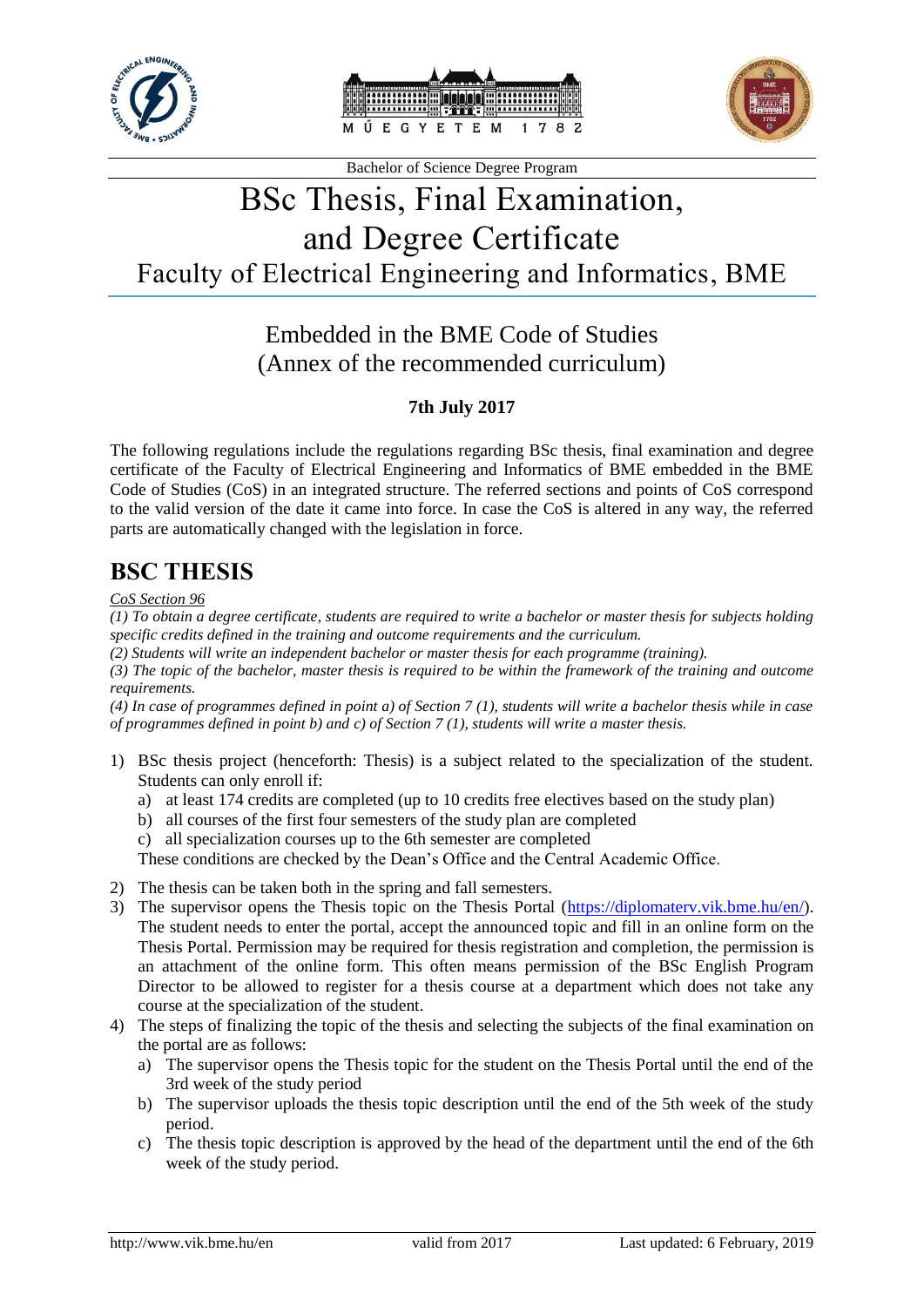Bachelor of Science Degree Program

# BSc Thesis, Final Examination, and Degree Certificate

## Faculty of Electrical Engineering and Informatics, BME

### Embedded in the BME Code of Studies (Annex of the recommended curriculum)

**7th July 2017**

The following regulations include the regulations regarding BSc thesis, final examination and degree certificate of the Faculty of Electrical Engineering and Informatics of BME embedded in the BME Code of Studies (CoS) in an integrated structure. The referred sections and points of CoS correspond to the valid version of the date it came into force. In case the CoS is altered in any way, the referred parts are automatically changed with the legislation in force.

## BSC THESIS

*CoS Section 96*

*(1) To obtain a degree certificate, students are required to write a bachelor or master thesis for subjects holding specific credits defined in the training and outcome requirements and the curriculum.*

*(2) Students will write an independent bachelor or master thesis for each programme (training).*

*(3) The topic of the bachelor, master thesis is required to be within the framework of the training and outcome requirements.*

*(4) In case of programmes defined in point a) of Section 7 (1), students will write a bachelor thesis while in case of programmes defined in point b) and c) of Section 7 (1), students will write a master thesis.*

1) BSc thesis project (henceforth: Thesis) is a subject related to the specialization of the student. Students can only enroll if:
   a) at least 174 credits are completed (up to 10 credits free electives based on the study plan)
   b) all courses of the first four semesters of the study plan are completed
   c) all specialization courses up to the 6th semester are completed

   These conditions are checked by the Dean's Office and the Central Academic Office.
2) The thesis can be taken both in the spring and fall semesters.
3) The supervisor opens the Thesis topic on the Thesis Portal (https://diplomaterv.vik.bme.hu/en/). The student needs to enter the portal, accept the announced topic and fill in an online form on the Thesis Portal. Permission may be required for thesis registration and completion, the permission is an attachment of the online form. This often means permission of the BSc English Program Director to be allowed to register for a thesis course at a department which does not take any course at the specialization of the student.
4) The steps of finalizing the topic of the thesis and selecting the subjects of the final examination on the portal are as follows:
   a) The supervisor opens the Thesis topic for the student on the Thesis Portal until the end of the 3rd week of the study period
   b) The supervisor uploads the thesis topic description until the end of the 5th week of the study period.
   c) The thesis topic description is approved by the head of the department until the end of the 6th week of the study period.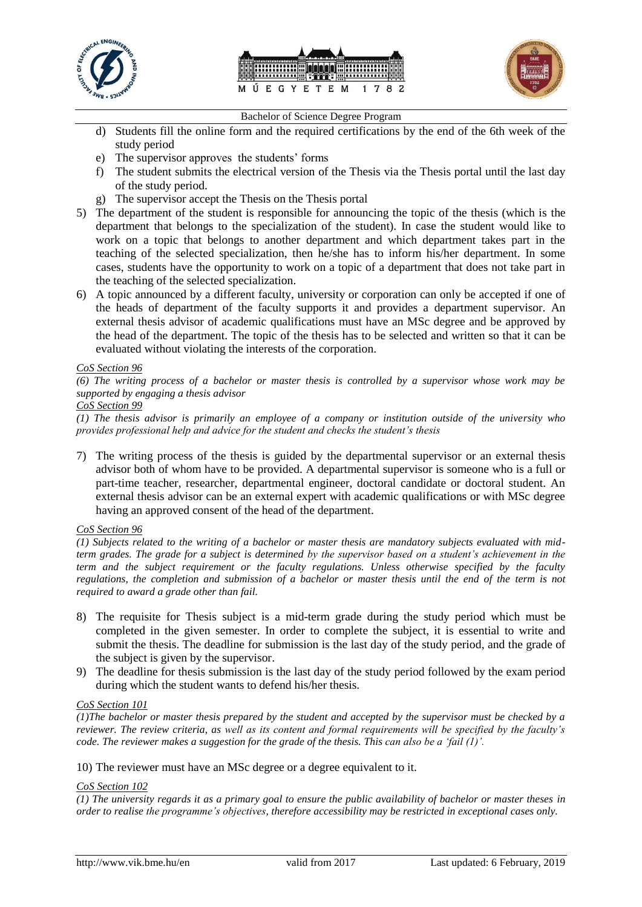d) Students fill the online form and the required certifications by the end of the 6th week of the study period
e) The supervisor approves the students' forms
f) The student submits the electrical version of the Thesis via the Thesis portal until the last day of the study period.
g) The supervisor accept the Thesis on the Thesis portal

5) The department of the student is responsible for announcing the topic of the thesis (which is the department that belongs to the specialization of the student). In case the student would like to work on a topic that belongs to another department and which department takes part in the teaching of the selected specialization, then he/she has to inform his/her department. In some cases, students have the opportunity to work on a topic of a department that does not take part in the teaching of the selected specialization.
6) A topic announced by a different faculty, university or corporation can only be accepted if one of the heads of department of the faculty supports it and provides a department supervisor. An external thesis advisor of academic qualifications must have an MSc degree and be approved by the head of the department. The topic of the thesis has to be selected and written so that it can be evaluated without violating the interests of the corporation.

*CoS Section 96*

*(6) The writing process of a bachelor or master thesis is controlled by a supervisor whose work may be supported by engaging a thesis advisor*

*CoS Section 99*

*(1) The thesis advisor is primarily an employee of a company or institution outside of the university who provides professional help and advice for the student and checks the student's thesis*

7) The writing process of the thesis is guided by the departmental supervisor or an external thesis advisor both of whom have to be provided. A departmental supervisor is someone who is a full or part-time teacher, researcher, departmental engineer, doctoral candidate or doctoral student. An external thesis advisor can be an external expert with academic qualifications or with MSc degree having an approved consent of the head of the department.

*CoS Section 96*

*(1) Subjects related to the writing of a bachelor or master thesis are mandatory subjects evaluated with mid-term grades. The grade for a subject is determined by the supervisor based on a student's achievement in the term and the subject requirement or the faculty regulations. Unless otherwise specified by the faculty regulations, the completion and submission of a bachelor or master thesis until the end of the term is not required to award a grade other than fail.*

8) The requisite for Thesis subject is a mid-term grade during the study period which must be completed in the given semester. In order to complete the subject, it is essential to write and submit the thesis. The deadline for submission is the last day of the study period, and the grade of the subject is given by the supervisor.
9) The deadline for thesis submission is the last day of the study period followed by the exam period during which the student wants to defend his/her thesis.

*CoS Section 101*

*(1)The bachelor or master thesis prepared by the student and accepted by the supervisor must be checked by a reviewer. The review criteria, as well as its content and formal requirements will be specified by the faculty's code. The reviewer makes a suggestion for the grade of the thesis. This can also be a 'fail (1)'.*

10) The reviewer must have an MSc degree or a degree equivalent to it.

*CoS Section 102*

*(1) The university regards it as a primary goal to ensure the public availability of bachelor or master theses in order to realise the programme's objectives, therefore accessibility may be restricted in exceptional cases only.*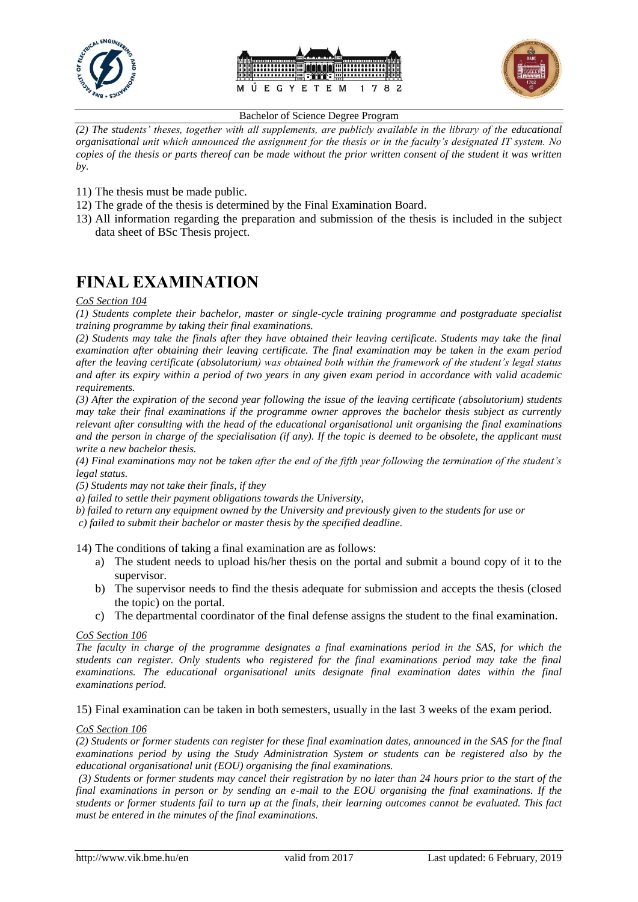*(2) The students' theses, together with all supplements, are publicly available in the library of the educational organisational unit which announced the assignment for the thesis or in the faculty's designated IT system. No copies of the thesis or parts thereof can be made without the prior written consent of the student it was written by.*

11) The thesis must be made public.
12) The grade of the thesis is determined by the Final Examination Board.
13) All information regarding the preparation and submission of the thesis is included in the subject data sheet of BSc Thesis project.

# FINAL EXAMINATION

*CoS Section 104*

*(1) Students complete their bachelor, master or single-cycle training programme and postgraduate specialist training programme by taking their final examinations.*

*(2) Students may take the finals after they have obtained their leaving certificate. Students may take the final examination after obtaining their leaving certificate. The final examination may be taken in the exam period after the leaving certificate (absolutorium) was obtained both within the framework of the student's legal status and after its expiry within a period of two years in any given exam period in accordance with valid academic requirements.*

*(3) After the expiration of the second year following the issue of the leaving certificate (absolutorium) students may take their final examinations if the programme owner approves the bachelor thesis subject as currently relevant after consulting with the head of the educational organisational unit organising the final examinations and the person in charge of the specialisation (if any). If the topic is deemed to be obsolete, the applicant must write a new bachelor thesis.*

*(4) Final examinations may not be taken after the end of the fifth year following the termination of the student's legal status.*

*(5) Students may not take their finals, if they*

*a) failed to settle their payment obligations towards the University,*

*b) failed to return any equipment owned by the University and previously given to the students for use or*

*c) failed to submit their bachelor or master thesis by the specified deadline.*

14) The conditions of taking a final examination are as follows:
    a) The student needs to upload his/her thesis on the portal and submit a bound copy of it to the supervisor.
    b) The supervisor needs to find the thesis adequate for submission and accepts the thesis (closed the topic) on the portal.
    c) The departmental coordinator of the final defense assigns the student to the final examination.

*CoS Section 106*

*The faculty in charge of the programme designates a final examinations period in the SAS, for which the students can register. Only students who registered for the final examinations period may take the final examinations. The educational organisational units designate final examination dates within the final examinations period.*

15) Final examination can be taken in both semesters, usually in the last 3 weeks of the exam period.

*CoS Section 106*

*(2) Students or former students can register for these final examination dates, announced in the SAS for the final examinations period by using the Study Administration System or students can be registered also by the educational organisational unit (EOU) organising the final examinations.*

*(3) Students or former students may cancel their registration by no later than 24 hours prior to the start of the final examinations in person or by sending an e-mail to the EOU organising the final examinations. If the students or former students fail to turn up at the finals, their learning outcomes cannot be evaluated. This fact must be entered in the minutes of the final examinations.*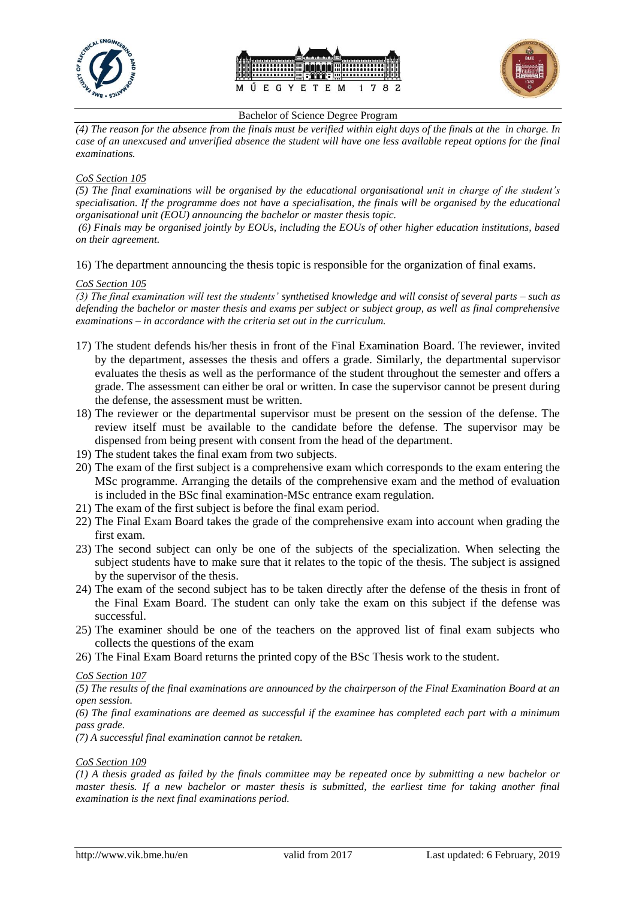*(4) The reason for the absence from the finals must be verified within eight days of the finals at the  in charge. In case of an unexcused and unverified absence the student will have one less available repeat options for the final examinations.*

*CoS Section 105*

*(5) The final examinations will be organised by the educational organisational unit in charge of the student's specialisation. If the programme does not have a specialisation, the finals will be organised by the educational organisational unit (EOU) announcing the bachelor or master thesis topic.*

*(6) Finals may be organised jointly by EOUs, including the EOUs of other higher education institutions, based on their agreement.*

16) The department announcing the thesis topic is responsible for the organization of final exams.

*CoS Section 105*

*(3) The final examination will test the students' synthetised knowledge and will consist of several parts – such as defending the bachelor or master thesis and exams per subject or subject group, as well as final comprehensive examinations – in accordance with the criteria set out in the curriculum.*

17) The student defends his/her thesis in front of the Final Examination Board. The reviewer, invited by the department, assesses the thesis and offers a grade. Similarly, the departmental supervisor evaluates the thesis as well as the performance of the student throughout the semester and offers a grade. The assessment can either be oral or written. In case the supervisor cannot be present during the defense, the assessment must be written.
18) The reviewer or the departmental supervisor must be present on the session of the defense. The review itself must be available to the candidate before the defense. The supervisor may be dispensed from being present with consent from the head of the department.
19) The student takes the final exam from two subjects.
20) The exam of the first subject is a comprehensive exam which corresponds to the exam entering the MSc programme. Arranging the details of the comprehensive exam and the method of evaluation is included in the BSc final examination-MSc entrance exam regulation.
21) The exam of the first subject is before the final exam period.
22) The Final Exam Board takes the grade of the comprehensive exam into account when grading the first exam.
23) The second subject can only be one of the subjects of the specialization. When selecting the subject students have to make sure that it relates to the topic of the thesis. The subject is assigned by the supervisor of the thesis.
24) The exam of the second subject has to be taken directly after the defense of the thesis in front of the Final Exam Board. The student can only take the exam on this subject if the defense was successful.
25) The examiner should be one of the teachers on the approved list of final exam subjects who collects the questions of the exam
26) The Final Exam Board returns the printed copy of the BSc Thesis work to the student.

*CoS Section 107*

*(5) The results of the final examinations are announced by the chairperson of the Final Examination Board at an open session.*

*(6) The final examinations are deemed as successful if the examinee has completed each part with a minimum pass grade.*

*(7) A successful final examination cannot be retaken.*

*CoS Section 109*

*(1) A thesis graded as failed by the finals committee may be repeated once by submitting a new bachelor or master thesis. If a new bachelor or master thesis is submitted, the earliest time for taking another final examination is the next final examinations period.*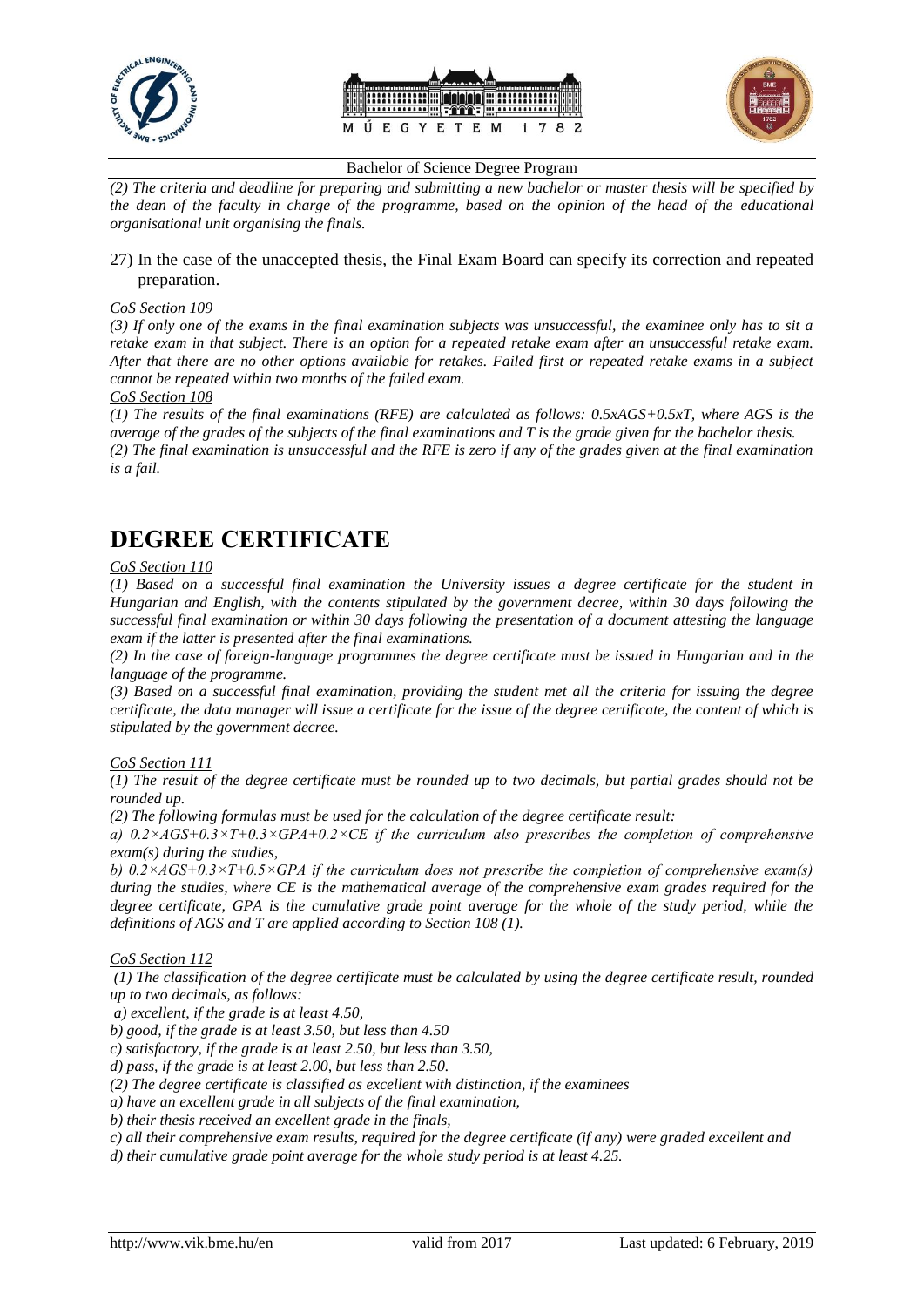*(2) The criteria and deadline for preparing and submitting a new bachelor or master thesis will be specified by the dean of the faculty in charge of the programme, based on the opinion of the head of the educational organisational unit organising the finals.*

27) In the case of the unaccepted thesis, the Final Exam Board can specify its correction and repeated preparation.

*CoS Section 109*

*(3) If only one of the exams in the final examination subjects was unsuccessful, the examinee only has to sit a retake exam in that subject. There is an option for a repeated retake exam after an unsuccessful retake exam. After that there are no other options available for retakes. Failed first or repeated retake exams in a subject cannot be repeated within two months of the failed exam.*

*CoS Section 108*

*(1) The results of the final examinations (RFE) are calculated as follows: $0.5 \times AGS + 0.5 \times T$, where AGS is the average of the grades of the subjects of the final examinations and T is the grade given for the bachelor thesis.*

*(2) The final examination is unsuccessful and the RFE is zero if any of the grades given at the final examination is a fail.*

# DEGREE CERTIFICATE

*CoS Section 110*

*(1) Based on a successful final examination the University issues a degree certificate for the student in Hungarian and English, with the contents stipulated by the government decree, within 30 days following the successful final examination or within 30 days following the presentation of a document attesting the language exam if the latter is presented after the final examinations.*

*(2) In the case of foreign-language programmes the degree certificate must be issued in Hungarian and in the language of the programme.*

*(3) Based on a successful final examination, providing the student met all the criteria for issuing the degree certificate, the data manager will issue a certificate for the issue of the degree certificate, the content of which is stipulated by the government decree.*

*CoS Section 111*

*(1) The result of the degree certificate must be rounded up to two decimals, but partial grades should not be rounded up.*

*(2) The following formulas must be used for the calculation of the degree certificate result:*

*a) $0.2 \times AGS + 0.3 \times T + 0.3 \times GPA + 0.2 \times CE$ if the curriculum also prescribes the completion of comprehensive exam(s) during the studies,*

*b) $0.2 \times AGS + 0.3 \times T + 0.5 \times GPA$ if the curriculum does not prescribe the completion of comprehensive exam(s) during the studies, where CE is the mathematical average of the comprehensive exam grades required for the degree certificate, GPA is the cumulative grade point average for the whole of the study period, while the definitions of AGS and T are applied according to Section 108 (1).*

*CoS Section 112*

*(1) The classification of the degree certificate must be calculated by using the degree certificate result, rounded up to two decimals, as follows:*

*a) excellent, if the grade is at least 4.50,*

*b) good, if the grade is at least 3.50, but less than 4.50*

*c) satisfactory, if the grade is at least 2.50, but less than 3.50,*

*d) pass, if the grade is at least 2.00, but less than 2.50.*

*(2) The degree certificate is classified as excellent with distinction, if the examinees*

*a) have an excellent grade in all subjects of the final examination,*

*b) their thesis received an excellent grade in the finals,*

*c) all their comprehensive exam results, required for the degree certificate (if any) were graded excellent and*

*d) their cumulative grade point average for the whole study period is at least 4.25.*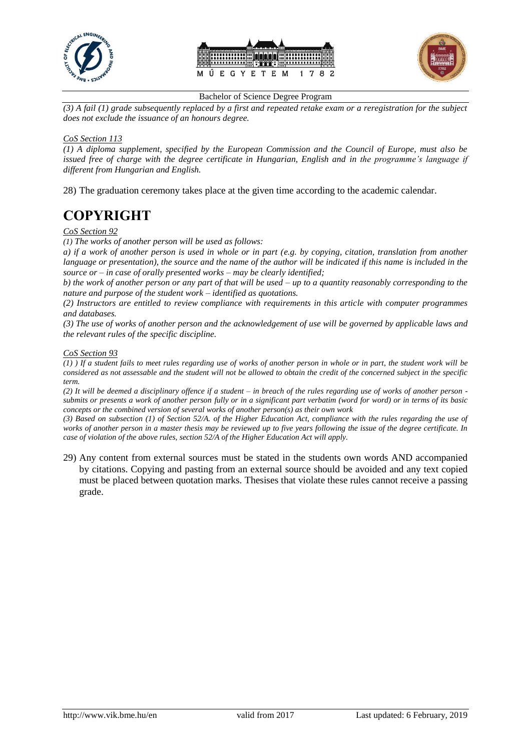*(3) A fail (1) grade subsequently replaced by a first and repeated retake exam or a reregistration for the subject does not exclude the issuance of an honours degree.*

*CoS Section 113*

*(1) A diploma supplement, specified by the European Commission and the Council of Europe, must also be issued free of charge with the degree certificate in Hungarian, English and in the programme's language if different from Hungarian and English.*

28) The graduation ceremony takes place at the given time according to the academic calendar.

# COPYRIGHT

*CoS Section 92*

*(1) The works of another person will be used as follows:*

*a) if a work of another person is used in whole or in part (e.g. by copying, citation, translation from another language or presentation), the source and the name of the author will be indicated if this name is included in the source or – in case of orally presented works – may be clearly identified;*

*b) the work of another person or any part of that will be used – up to a quantity reasonably corresponding to the nature and purpose of the student work – identified as quotations.*

*(2) Instructors are entitled to review compliance with requirements in this article with computer programmes and databases.*

*(3) The use of works of another person and the acknowledgement of use will be governed by applicable laws and the relevant rules of the specific discipline.*

*CoS Section 93*

*(1) ) If a student fails to meet rules regarding use of works of another person in whole or in part, the student work will be considered as not assessable and the student will not be allowed to obtain the credit of the concerned subject in the specific term.*

*(2) It will be deemed a disciplinary offence if a student – in breach of the rules regarding use of works of another person - submits or presents a work of another person fully or in a significant part verbatim (word for word) or in terms of its basic concepts or the combined version of several works of another person(s) as their own work*

*(3) Based on subsection (1) of Section 52/A. of the Higher Education Act, compliance with the rules regarding the use of works of another person in a master thesis may be reviewed up to five years following the issue of the degree certificate. In case of violation of the above rules, section 52/A of the Higher Education Act will apply.*

29) Any content from external sources must be stated in the students own words AND accompanied by citations. Copying and pasting from an external source should be avoided and any text copied must be placed between quotation marks. Thesises that violate these rules cannot receive a passing grade.